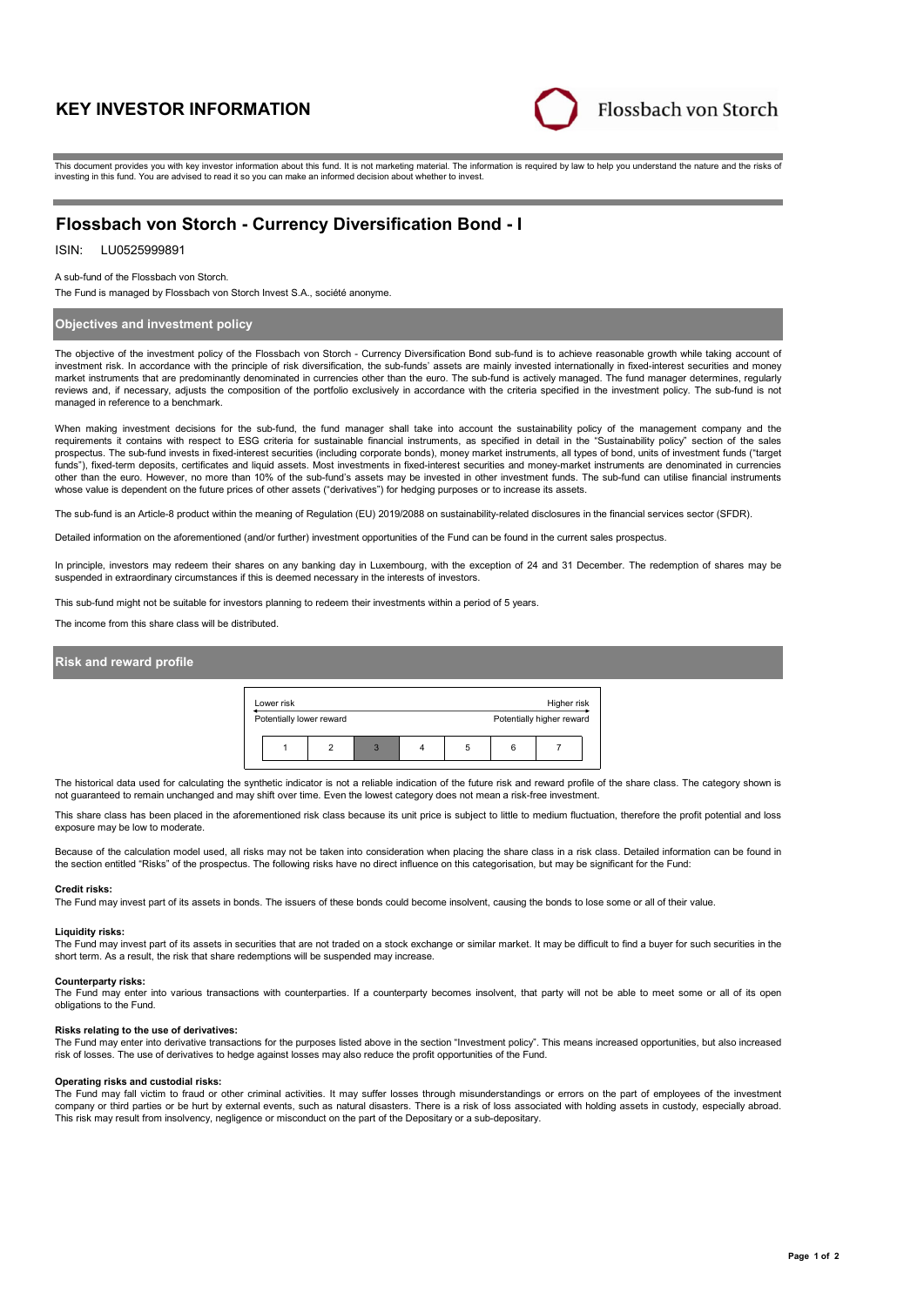# KEY INVESTOR INFORMATION

Flossbach von Storch

This document provides you with key investor information about this fund. It is not marketing material. The information is required by law to help you understand the nature and the risks of investing in this fund. You are advised to read it so you can make an informed decision about whether to invest.

## Flossbach von Storch - Currency Diversification Bond - I

ISIN: LU0525999891

A sub-fund of the Flossbach von Storch.

The Fund is managed by Flossbach von Storch Invest S.A., société anonyme.

### Objectives and investment policy

The objective of the investment policy of the Flossbach von Storch - Currency Diversification Bond sub-fund is to achieve reasonable growth while taking account of investment risk. In accordance with the principle of risk diversification, the sub-funds' assets are mainly invested internationally in fixed-interest securities and money market instruments that are predominantly denominated in currencies other than the euro. The sub-fund is actively managed. The fund manager determines, regularly reviews and, if necessary, adjusts the composition of the portfolio exclusively in accordance with the criteria specified in the investment policy. The sub-fund is not managed in reference to a benchmark.

When making investment decisions for the sub-fund, the fund manager shall take into account the sustainability policy of the management company and the requirements it contains with respect to ESG criteria for sustainable financial instruments, as specified in detail in the "Sustainability policy" section of the sales prospectus. The sub-fund invests in fixed-interest securities (including corporate bonds), money market instruments, all types of bond, units of investment funds ("target funds"), fixed-term deposits, certificates and liquid assets. Most investments in fixed-interest securities and money-market instruments are denominated in currencies other than the euro. However, no more than 10% of the sub-fund's assets may be invested in other investment funds. The sub-fund can utilise financial instruments whose value is dependent on the future prices of other assets ("derivatives") for hedging purposes or to increase its assets.

The sub-fund is an Article-8 product within the meaning of Regulation (EU) 2019/2088 on sustainability-related disclosures in the financial services sector (SFDR).

Detailed information on the aforementioned (and/or further) investment opportunities of the Fund can be found in the current sales prospectus.

In principle, investors may redeem their shares on any banking day in Luxembourg, with the exception of 24 and 31 December. The redemption of shares may be suspended in extraordinary circumstances if this is deemed necessary in the interests of investors.

This sub-fund might not be suitable for investors planning to redeem their investments within a period of 5 years.

The income from this share class will be distributed.

### Risk and reward profile

| Lower risk | | | | | | Higher risk |
|---|---|---|---|---|---|---|
| Potentially lower reward | | | | | | Potentially higher reward |
| 1 | 2 | **3** | 4 | 5 | 6 | 7 |

The historical data used for calculating the synthetic indicator is not a reliable indication of the future risk and reward profile of the share class. The category shown is not guaranteed to remain unchanged and may shift over time. Even the lowest category does not mean a risk-free investment.

This share class has been placed in the aforementioned risk class because its unit price is subject to little to medium fluctuation, therefore the profit potential and loss exposure may be low to moderate.

Because of the calculation model used, all risks may not be taken into consideration when placing the share class in a risk class. Detailed information can be found in the section entitled "Risks" of the prospectus. The following risks have no direct influence on this categorisation, but may be significant for the Fund:

**Credit risks:**
The Fund may invest part of its assets in bonds. The issuers of these bonds could become insolvent, causing the bonds to lose some or all of their value.

**Liquidity risks:**
The Fund may invest part of its assets in securities that are not traded on a stock exchange or similar market. It may be difficult to find a buyer for such securities in the short term. As a result, the risk that share redemptions will be suspended may increase.

**Counterparty risks:**
The Fund may enter into various transactions with counterparties. If a counterparty becomes insolvent, that party will not be able to meet some or all of its open obligations to the Fund.

**Risks relating to the use of derivatives:**
The Fund may enter into derivative transactions for the purposes listed above in the section "Investment policy". This means increased opportunities, but also increased risk of losses. The use of derivatives to hedge against losses may also reduce the profit opportunities of the Fund.

**Operating risks and custodial risks:**
The Fund may fall victim to fraud or other criminal activities. It may suffer losses through misunderstandings or errors on the part of employees of the investment company or third parties or be hurt by external events, such as natural disasters. There is a risk of loss associated with holding assets in custody, especially abroad. This risk may result from insolvency, negligence or misconduct on the part of the Depositary or a sub-depositary.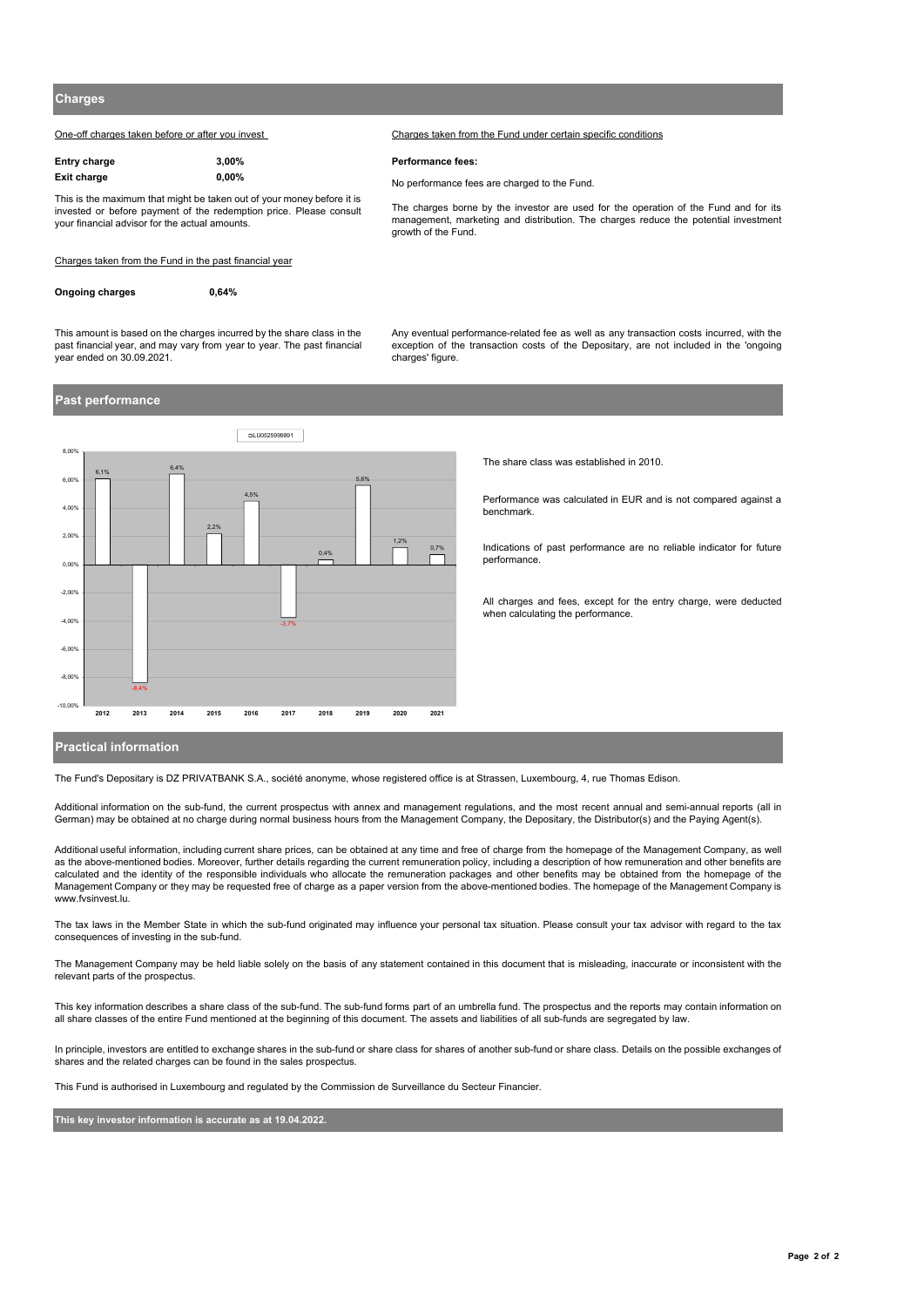## Charges

One-off charges taken before or after you invest

| | |
|---|---|
| **Entry charge** | **3,00%** |
| **Exit charge** | **0,00%** |

This is the maximum that might be taken out of your money before it is invested or before payment of the redemption price. Please consult your financial advisor for the actual amounts.

Charges taken from the Fund in the past financial year

| | |
|---|---|
| **Ongoing charges** | **0,64%** |

This amount is based on the charges incurred by the share class in the past financial year, and may vary from year to year. The past financial year ended on 30.09.2021.

Charges taken from the Fund under certain specific conditions

**Performance fees:**

No performance fees are charged to the Fund.

The charges borne by the investor are used for the operation of the Fund and for its management, marketing and distribution. The charges reduce the potential investment growth of the Fund.

Any eventual performance-related fee as well as any transaction costs incurred, with the exception of the transaction costs of the Depositary, are not included in the 'ongoing charges' figure.

## Past performance

LU0525999891

8,00%
6,00%
4,00%
2,00%
0,00%
-2,00%
-4,00%
-6,00%
-8,00%
-10,00%

2012: 6,1%
2013: -8,4%
2014: 6,4%
2015: 2,2%
2016: 4,5%
2017: -3,7%
2018: 0,4%
2019: 5,6%
2020: 1,2%
2021: 0,7%

The share class was established in 2010.

Performance was calculated in EUR and is not compared against a benchmark.

Indications of past performance are no reliable indicator for future performance.

All charges and fees, except for the entry charge, were deducted when calculating the performance.

## Practical information

The Fund's Depositary is DZ PRIVATBANK S.A., société anonyme, whose registered office is at Strassen, Luxembourg, 4, rue Thomas Edison.

Additional information on the sub-fund, the current prospectus with annex and management regulations, and the most recent annual and semi-annual reports (all in German) may be obtained at no charge during normal business hours from the Management Company, the Depositary, the Distributor(s) and the Paying Agent(s).

Additional useful information, including current share prices, can be obtained at any time and free of charge from the homepage of the Management Company, as well as the above-mentioned bodies. Moreover, further details regarding the current remuneration policy, including a description of how remuneration and other benefits are calculated and the identity of the responsible individuals who allocate the remuneration packages and other benefits may be obtained from the homepage of the Management Company or they may be requested free of charge as a paper version from the above-mentioned bodies. The homepage of the Management Company is www.fvsinvest.lu.

The tax laws in the Member State in which the sub-fund originated may influence your personal tax situation. Please consult your tax advisor with regard to the tax consequences of investing in the sub-fund.

The Management Company may be held liable solely on the basis of any statement contained in this document that is misleading, inaccurate or inconsistent with the relevant parts of the prospectus.

This key information describes a share class of the sub-fund. The sub-fund forms part of an umbrella fund. The prospectus and the reports may contain information on all share classes of the entire Fund mentioned at the beginning of this document. The assets and liabilities of all sub-funds are segregated by law.

In principle, investors are entitled to exchange shares in the sub-fund or share class for shares of another sub-fund or share class. Details on the possible exchanges of shares and the related charges can be found in the sales prospectus.

This Fund is authorised in Luxembourg and regulated by the Commission de Surveillance du Secteur Financier.

**This key investor information is accurate as at 19.04.2022.**